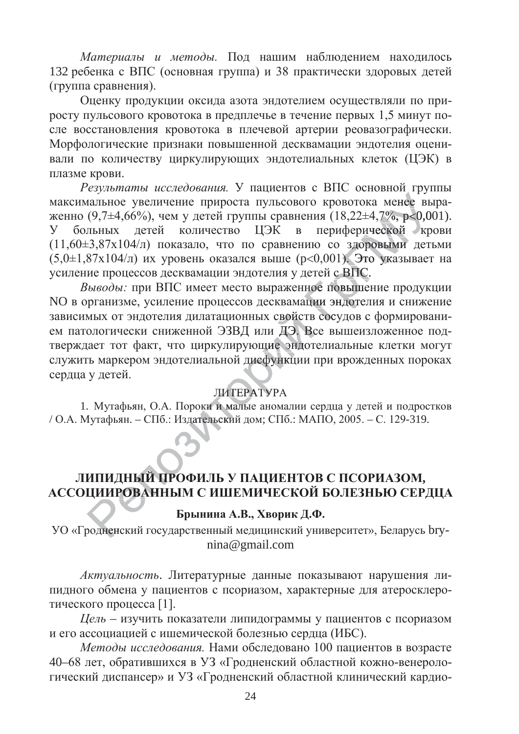*Материалы и методы.* Под нашим наблюдением находилось 132 ребенка с ВПС (основная группа) и 38 практически здоровых детей (группа сравнения).

Оценку продукции оксида азота эндотелием осуществляли по приросту пульсового кровотока в предплечье в течение первых 1,5 минут после восстановления кровотока в плечевой артерии реовазографически. Морфологические признаки повышенной десквамации эндотелия оценивали по количеству циркулирующих эндотелиальных клеток (ЦЭК) в плазме крови.

*Результаты исследования.* У пациентов с ВПС основной группы максимальное увеличение прироста пульсового кровотока менее выраженно (9,7±4,66%), чем у детей группы сравнения (18,22±4,7%, p<0,001). У больных детей количество ЦЭК в периферической крови (11,60±3,87x104/л) показало, что по сравнению со здоровыми детьми (5,0±1,87x104/л) их уровень оказался выше (p<0,001). Это указывает на усиление процессов десквамации эндотелия у детей с ВПС.

*Выводы:* при ВПС имеет место выраженное повышение продукции NO в организме, усиление процессов десквамации эндотелия и снижение зависимых от эндотелия дилатационных свойств сосудов с формированием патологически сниженной ЭЗВД или ДЭ. Все вышеизложенное подтверждает тот факт, что циркулирующие эндотелиальные клетки могут служить маркером эндотелиальной дисфункции при врожденных пороках сердца у детей.

ЛИТЕРАТУРА

1. Мутафьян, О.А. Пороки и малые аномалии сердца у детей и подростков / О.А. Мутафьян. – СПб.: Издательский дом; СПб.: МАПО, 2005. – С. 129-319.

## ЛИПИДНЫЙ ПРОФИЛЬ У ПАЦИЕНТОВ С ПСОРИАЗОМ, АССОЦИИРОВАННЫМ С ИШЕМИЧЕСКОЙ БОЛЕЗНЬЮ СЕРДЦА

**Брынина А.В., Хворик Д.Ф.**

УО «Гродненский государственный медицинский университет», Беларусь brynina@gmail.com

*Актуальность*. Литературные данные показывают нарушения липидного обмена у пациентов с псориазом, характерные для атеросклеротического процесса [1].

*Цель* – изучить показатели липидограммы у пациентов с псориазом и его ассоциацией с ишемической болезнью сердца (ИБС).

*Методы исследования.* Нами обследовано 100 пациентов в возрасте 40–68 лет, обратившихся в УЗ «Гродненский областной кожно-венерологический диспансер» и УЗ «Гродненский областной клинический кардио-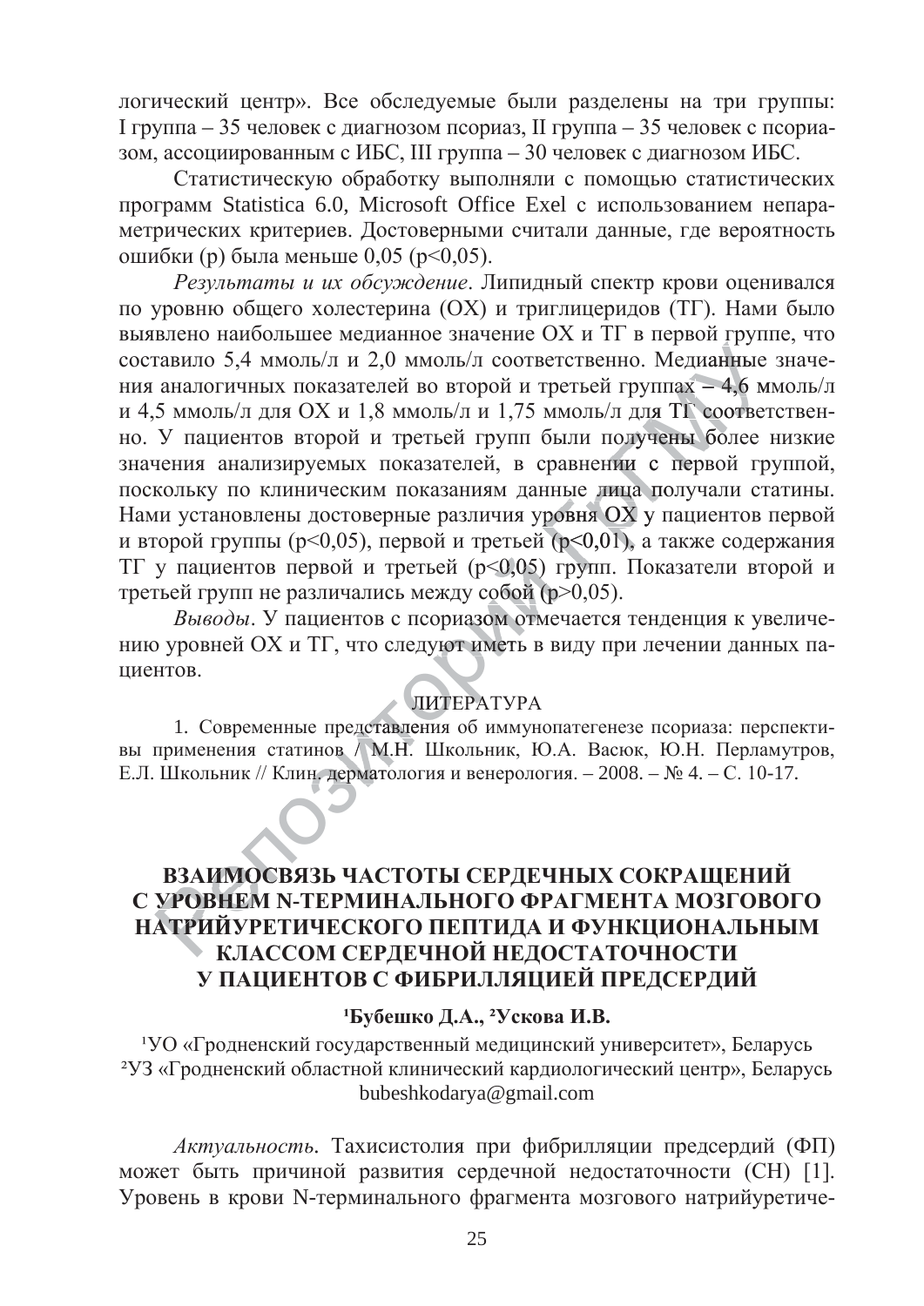логический центр». Все обследуемые были разделены на три группы: I группа – 35 человек с диагнозом псориаз, II группа – 35 человек с псориазом, ассоциированным с ИБС, III группа – 30 человек с диагнозом ИБС.

Статистическую обработку выполняли с помощью статистических программ Statistica 6.0, Microsoft Office Exel с использованием непараметрических критериев. Достоверными считали данные, где вероятность ошибки (p) была меньше 0,05 ($p<0,05$).

*Результаты и их обсуждение*. Липидный спектр крови оценивался по уровню общего холестерина (ОХ) и триглицеридов (ТГ). Нами было выявлено наибольшее медианное значение ОХ и ТГ в первой группе, что составило 5,4 ммоль/л и 2,0 ммоль/л соответственно. Медианные значения аналогичных показателей во второй и третьей группах – 4,6 ммоль/л и 4,5 ммоль/л для ОХ и 1,8 ммоль/л и 1,75 ммоль/л для ТГ соответственно. У пациентов второй и третьей групп были получены более низкие значения анализируемых показателей, в сравнении с первой группой, поскольку по клиническим показаниям данные лица получали статины. Нами установлены достоверные различия уровня ОХ у пациентов первой и второй группы ($p<0,05$), первой и третьей ($p<0,01$), а также содержания ТГ у пациентов первой и третьей ($p<0,05$) групп. Показатели второй и третьей групп не различались между собой ($p>0,05$).

*Выводы*. У пациентов с псориазом отмечается тенденция к увеличению уровней ОХ и ТГ, что следуют иметь в виду при лечении данных пациентов.

ЛИТЕРАТУРА

1. Современные представления об иммунопатегенезе псориаза: перспективы применения статинов / М.Н. Школьник, Ю.А. Васюк, Ю.Н. Перламутров, Е.Л. Школьник // Клин. дерматология и венерология. – 2008. – № 4. – С. 10-17.

## ВЗАИМОСВЯЗЬ ЧАСТОТЫ СЕРДЕЧНЫХ СОКРАЩЕНИЙ С УРОВНЕМ N-ТЕРМИНАЛЬНОГО ФРАГМЕНТА МОЗГОВОГО НАТРИЙУРЕТИЧЕСКОГО ПЕПТИДА И ФУНКЦИОНАЛЬНЫМ КЛАССОМ СЕРДЕЧНОЙ НЕДОСТАТОЧНОСТИ У ПАЦИЕНТОВ С ФИБРИЛЛЯЦИЕЙ ПРЕДСЕРДИЙ

**[1]Бубешко Д.А., [2]Ускова И.В.**

[1]УО «Гродненский государственный медицинский университет», Беларусь
[2]УЗ «Гродненский областной клинический кардиологический центр», Беларусь
bubeshkodarya@gmail.com

*Актуальность*. Тахисистолия при фибрилляции предсердий (ФП) может быть причиной развития сердечной недостаточности (СН) [1]. Уровень в крови N-терминального фрагмента мозгового натрийуретиче-